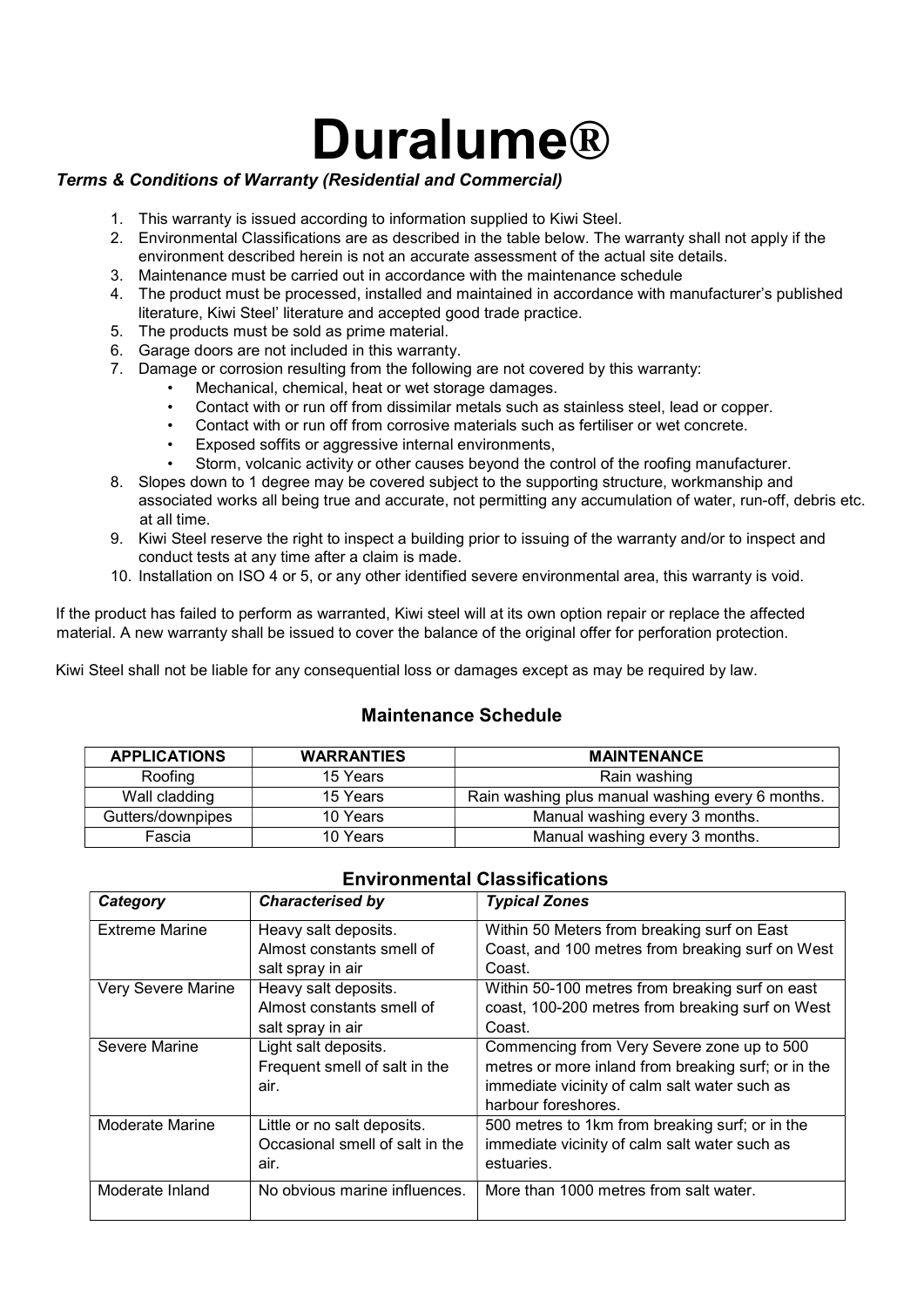# Duralume®

***Terms & Conditions of Warranty (Residential and Commercial)***

1. This warranty is issued according to information supplied to Kiwi Steel.
2. Environmental Classifications are as described in the table below. The warranty shall not apply if the environment described herein is not an accurate assessment of the actual site details.
3. Maintenance must be carried out in accordance with the maintenance schedule
4. The product must be processed, installed and maintained in accordance with manufacturer's published literature, Kiwi Steel' literature and accepted good trade practice.
5. The products must be sold as prime material.
6. Garage doors are not included in this warranty.
7. Damage or corrosion resulting from the following are not covered by this warranty:
   - Mechanical, chemical, heat or wet storage damages.
   - Contact with or run off from dissimilar metals such as stainless steel, lead or copper.
   - Contact with or run off from corrosive materials such as fertiliser or wet concrete.
   - Exposed soffits or aggressive internal environments,
   - Storm, volcanic activity or other causes beyond the control of the roofing manufacturer.
8. Slopes down to 1 degree may be covered subject to the supporting structure, workmanship and associated works all being true and accurate, not permitting any accumulation of water, run-off, debris etc. at all time.
9. Kiwi Steel reserve the right to inspect a building prior to issuing of the warranty and/or to inspect and conduct tests at any time after a claim is made.
10. Installation on ISO 4 or 5, or any other identified severe environmental area, this warranty is void.

If the product has failed to perform as warranted, Kiwi steel will at its own option repair or replace the affected material. A new warranty shall be issued to cover the balance of the original offer for perforation protection.

Kiwi Steel shall not be liable for any consequential loss or damages except as may be required by law.

## Maintenance Schedule

| APPLICATIONS | WARRANTIES | MAINTENANCE |
|---|---|---|
| Roofing | 15 Years | Rain washing |
| Wall cladding | 15 Years | Rain washing plus manual washing every 6 months. |
| Gutters/downpipes | 10 Years | Manual washing every 3 months. |
| Fascia | 10 Years | Manual washing every 3 months. |

## Environmental Classifications

| *Category* | *Characterised by* | *Typical Zones* |
|---|---|---|
| Extreme Marine | Heavy salt deposits. Almost constants smell of salt spray in air | Within 50 Meters from breaking surf on East Coast, and 100 metres from breaking surf on West Coast. |
| Very Severe Marine | Heavy salt deposits. Almost constants smell of salt spray in air | Within 50-100 metres from breaking surf on east coast, 100-200 metres from breaking surf on West Coast. |
| Severe Marine | Light salt deposits. Frequent smell of salt in the air. | Commencing from Very Severe zone up to 500 metres or more inland from breaking surf; or in the immediate vicinity of calm salt water such as harbour foreshores. |
| Moderate Marine | Little or no salt deposits. Occasional smell of salt in the air. | 500 metres to 1km from breaking surf; or in the immediate vicinity of calm salt water such as estuaries. |
| Moderate Inland | No obvious marine influences. | More than 1000 metres from salt water. |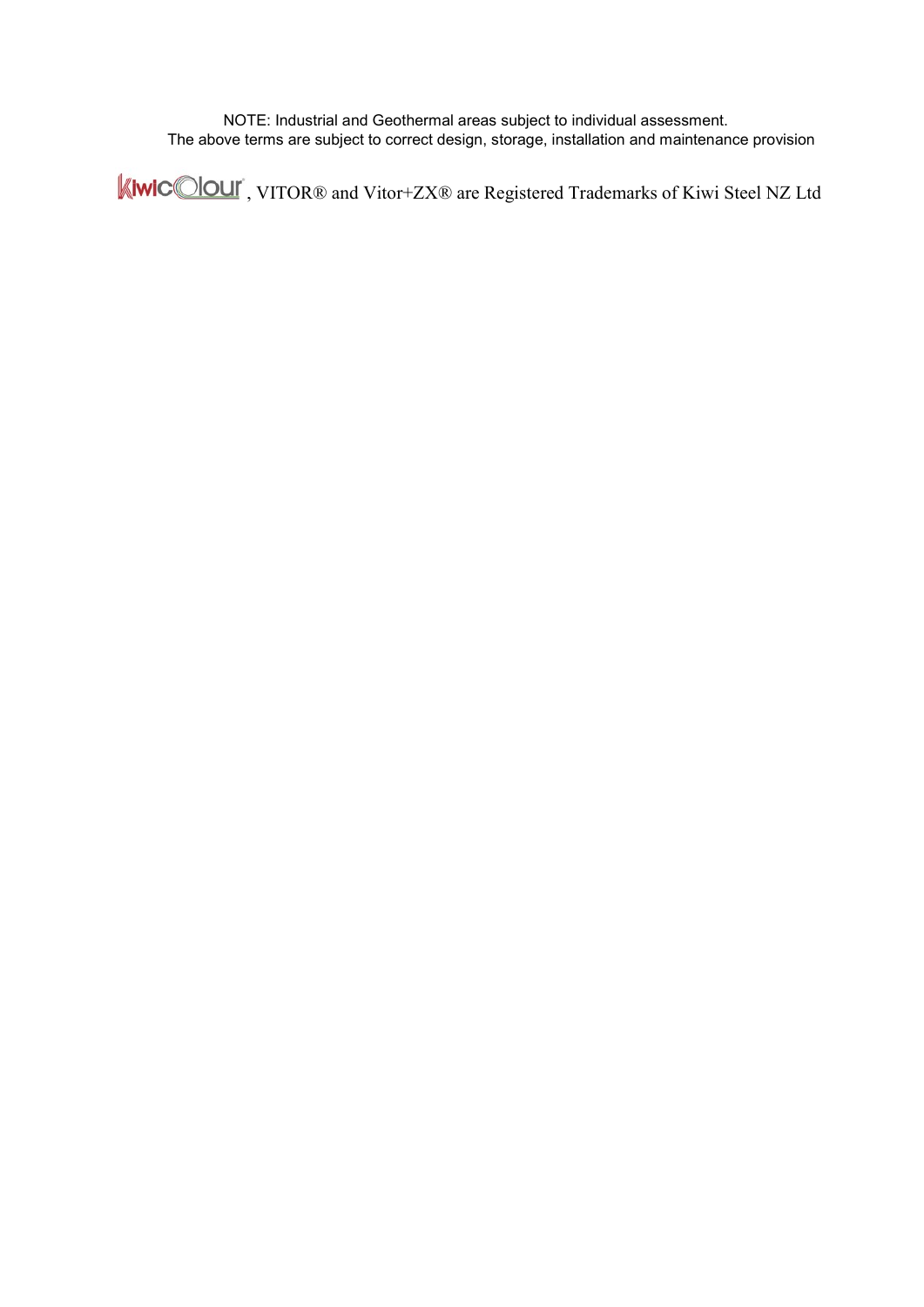NOTE: Industrial and Geothermal areas subject to individual assessment.
The above terms are subject to correct design, storage, installation and maintenance provision

KiwiColour®, VITOR® and Vitor+ZX® are Registered Trademarks of Kiwi Steel NZ Ltd